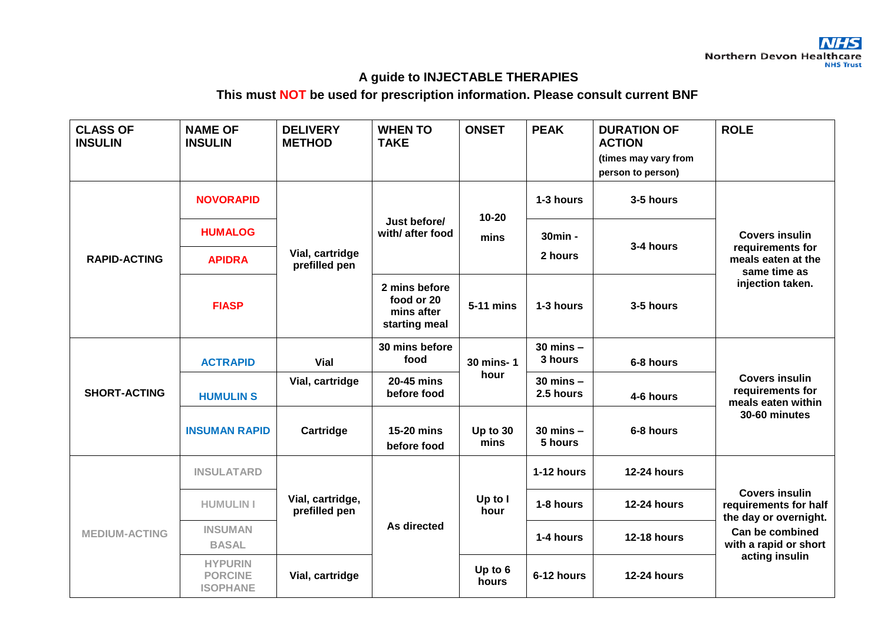# A guide to INJECTABLE THERAPIES

## This must NOT be used for prescription information. Please consult current BNF

| CLASS OF INSULIN | NAME OF INSULIN | DELIVERY METHOD | WHEN TO TAKE | ONSET | PEAK | DURATION OF ACTION (times may vary from person to person) | ROLE |
|---|---|---|---|---|---|---|---|
| RAPID-ACTING | NOVORAPID | Vial, cartridge prefilled pen | Just before/ with/ after food | 10-20 mins | 1-3 hours | 3-5 hours | Covers insulin requirements for meals eaten at the same time as injection taken. |
| | HUMALOG | | | | 30min - 2 hours | 3-4 hours | |
| | APIDRA | | | | | | |
| | FIASP | | 2 mins before food or 20 mins after starting meal | 5-11 mins | 1-3 hours | 3-5 hours | |
| SHORT-ACTING | ACTRAPID | Vial | 30 mins before food | 30 mins- 1 hour | 30 mins – 3 hours | 6-8 hours | Covers insulin requirements for meals eaten within 30-60 minutes |
| | HUMULIN S | Vial, cartridge | 20-45 mins before food | | 30 mins – 2.5 hours | 4-6 hours | |
| | INSUMAN RAPID | Cartridge | 15-20 mins before food | Up to 30 mins | 30 mins – 5 hours | 6-8 hours | |
| MEDIUM-ACTING | INSULATARD | Vial, cartridge, prefilled pen | As directed | Up to I hour | 1-12 hours | 12-24 hours | Covers insulin requirements for half the day or overnight. Can be combined with a rapid or short acting insulin |
| | HUMULIN I | | | | 1-8 hours | 12-24 hours | |
| | INSUMAN BASAL | | | | 1-4 hours | 12-18 hours | |
| | HYPURIN PORCINE ISOPHANE | Vial, cartridge | | Up to 6 hours | 6-12 hours | 12-24 hours | |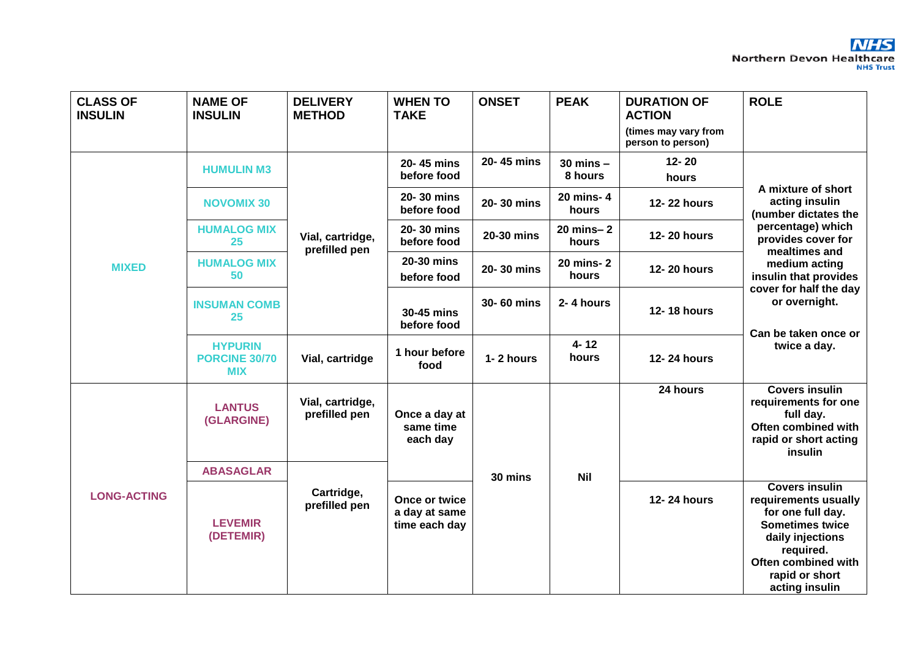| CLASS OF INSULIN | NAME OF INSULIN | DELIVERY METHOD | WHEN TO TAKE | ONSET | PEAK | DURATION OF ACTION (times may vary from person to person) | ROLE |
|---|---|---|---|---|---|---|---|
| MIXED | HUMULIN M3 | Vial, cartridge, prefilled pen | 20- 45 mins before food | 20- 45 mins | 30 mins – 8 hours | 12- 20 hours | A mixture of short acting insulin (number dictates the percentage) which provides cover for mealtimes and medium acting insulin that provides cover for half the day or overnight. Can be taken once or twice a day. |
| | NOVOMIX 30 | | 20- 30 mins before food | 20- 30 mins | 20 mins- 4 hours | 12- 22 hours | |
| | HUMALOG MIX 25 | | 20- 30 mins before food | 20-30 mins | 20 mins– 2 hours | 12- 20 hours | |
| | HUMALOG MIX 50 | | 20-30 mins before food | 20- 30 mins | 20 mins- 2 hours | 12- 20 hours | |
| | INSUMAN COMB 25 | | 30-45 mins before food | 30- 60 mins | 2- 4 hours | 12- 18 hours | |
| | HYPURIN PORCINE 30/70 MIX | Vial, cartridge | 1 hour before food | 1- 2 hours | 4- 12 hours | 12- 24 hours | |
| LONG-ACTING | LANTUS (GLARGINE) | Vial, cartridge, prefilled pen | Once a day at same time each day | 30 mins | Nil | 24 hours | Covers insulin requirements for one full day. Often combined with rapid or short acting insulin |
| | ABASAGLAR | Cartridge, prefilled pen | | | | | |
| | LEVEMIR (DETEMIR) | | Once or twice a day at same time each day | | | 12- 24 hours | Covers insulin requirements usually for one full day. Sometimes twice daily injections required. Often combined with rapid or short acting insulin |